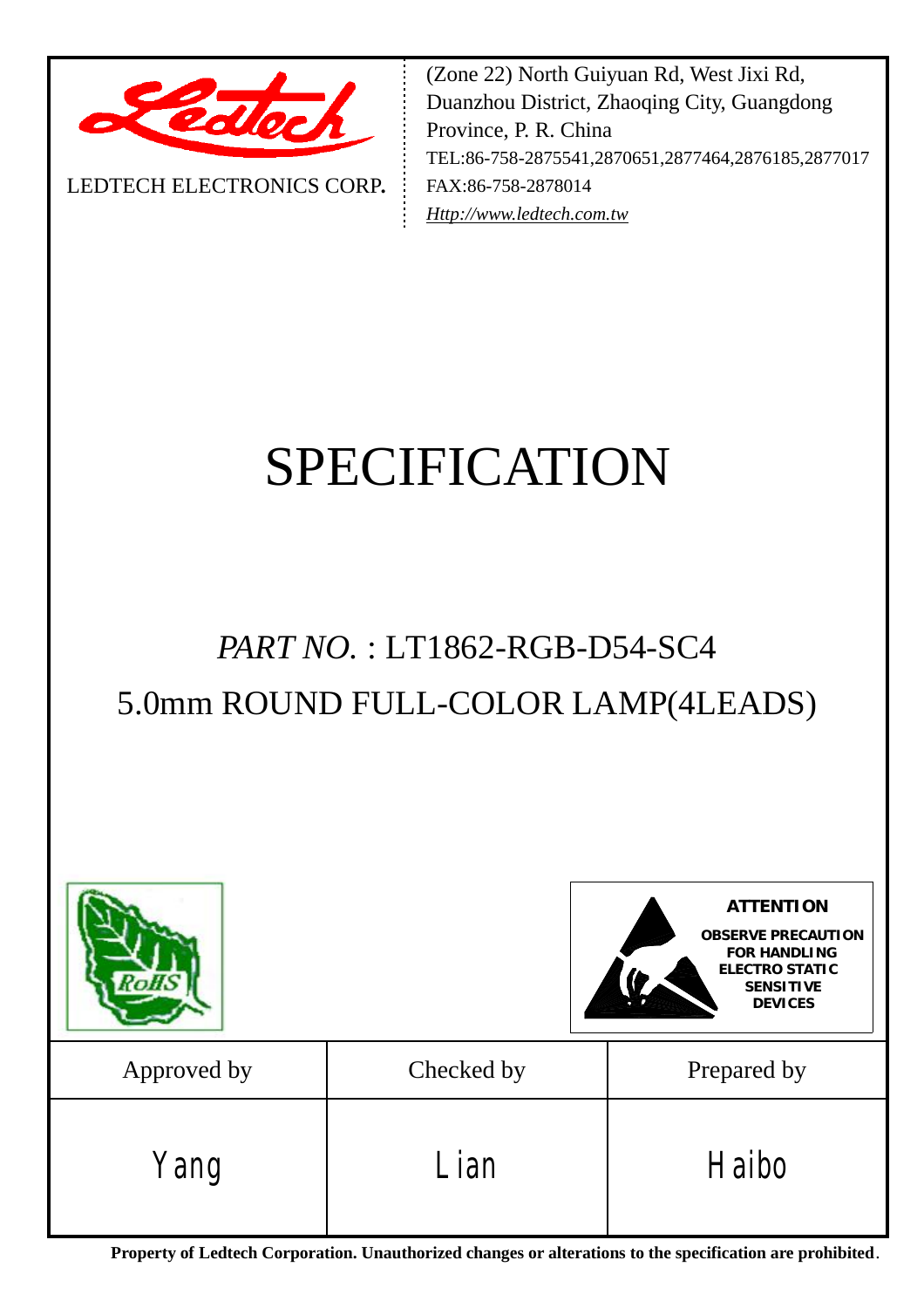LEDTECH ELECTRONICS CORP.

(Zone 22) North Guiyuan Rd, West Jixi Rd, Duanzhou District, Zhaoqing City, Guangdong Province, P. R. China
TEL:86-758-2875541,2870651,2877464,2876185,2877017
FAX:86-758-2878014
*Http://www.ledtech.com.tw*

# SPECIFICATION

## *PART NO.* : LT1862-RGB-D54-SC4

## 5.0mm ROUND FULL-COLOR LAMP(4LEADS)

RoHS

**ATTENTION**
**OBSERVE PRECAUTION FOR HANDLING ELECTRO STATIC SENSITIVE DEVICES**

| Approved by | Checked by | Prepared by |
|---|---|---|
| Yang | Lian | Haibo |

**Property of Ledtech Corporation. Unauthorized changes or alterations to the specification are prohibited.**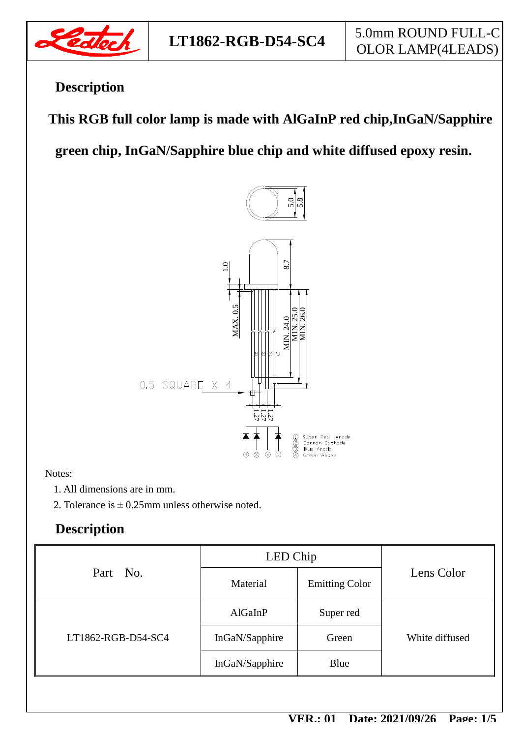## Description

**This RGB full color lamp is made with AlGaInP red chip,InGaN/Sapphire green chip, InGaN/Sapphire blue chip and white diffused epoxy resin.**

Notes:

1. All dimensions are in mm.
2. Tolerance is ± 0.25mm unless otherwise noted.

## Description

| Part No. | LED Chip | | Lens Color |
|---|---|---|---|
| | Material | Emitting Color | |
| LT1862-RGB-D54-SC4 | AlGaInP | Super red | White diffused |
| | InGaN/Sapphire | Green | |
| | InGaN/Sapphire | Blue | |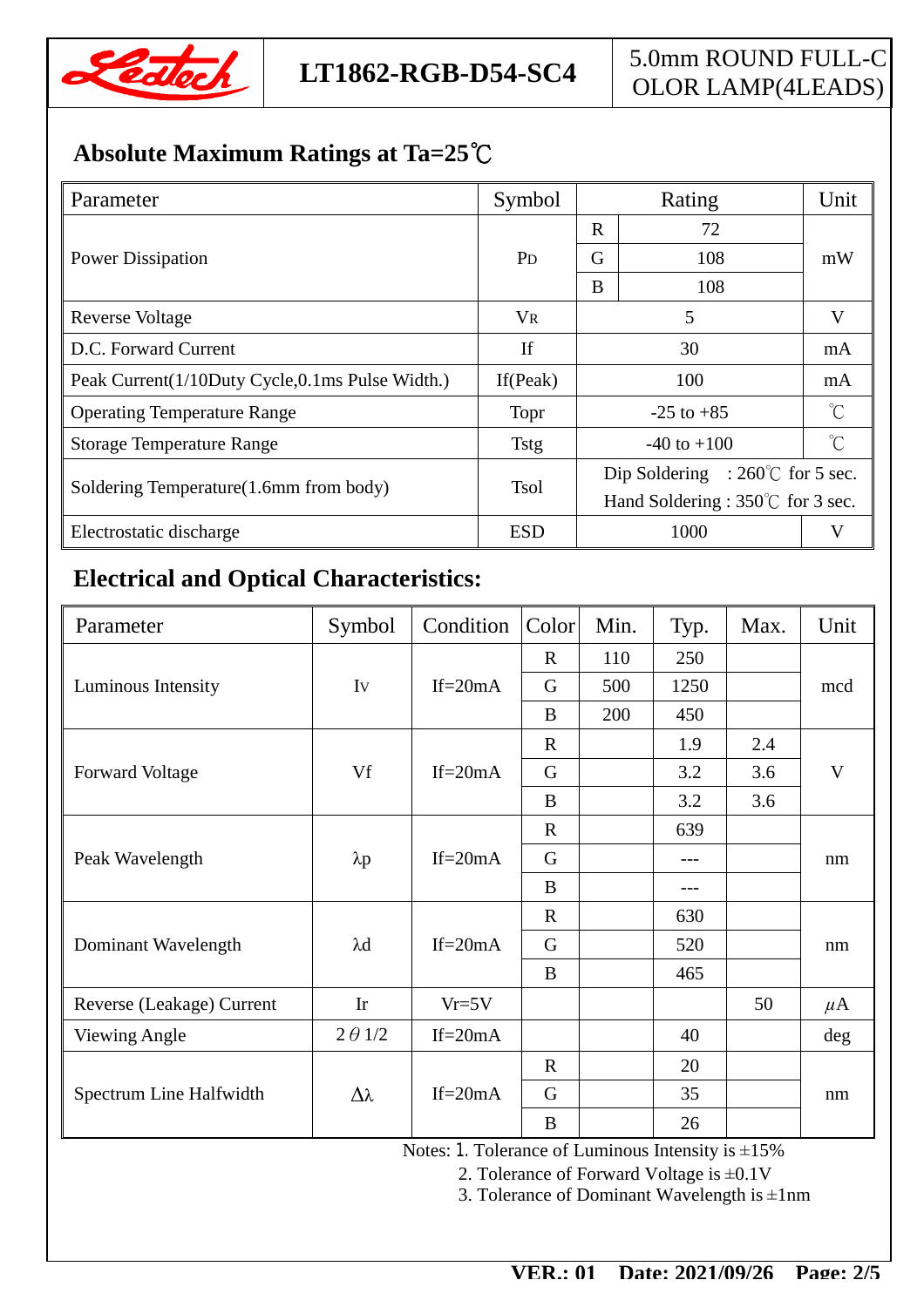## Absolute Maximum Ratings at Ta=25℃

| Parameter | Symbol | Rating | | Unit |
|---|---|---|---|---|
| Power Dissipation | $P_D$ | R | 72 | mW |
| | | G | 108 | |
| | | B | 108 | |
| Reverse Voltage | $V_R$ | 5 | | V |
| D.C. Forward Current | If | 30 | | mA |
| Peak Current(1/10Duty Cycle,0.1ms Pulse Width.) | If(Peak) | 100 | | mA |
| Operating Temperature Range | Topr | -25 to +85 | | ℃ |
| Storage Temperature Range | Tstg | -40 to +100 | | ℃ |
| Soldering Temperature(1.6mm from body) | Tsol | Dip Soldering : 260℃ for 5 sec.<br>Hand Soldering : 350℃ for 3 sec. | | |
| Electrostatic discharge | ESD | 1000 | | V |

## Electrical and Optical Characteristics:

| Parameter | Symbol | Condition | Color | Min. | Typ. | Max. | Unit |
|---|---|---|---|---|---|---|---|
| Luminous Intensity | Iv | If=20mA | R | 110 | 250 | | mcd |
| | | | G | 500 | 1250 | | |
| | | | B | 200 | 450 | | |
| Forward Voltage | Vf | If=20mA | R | | 1.9 | 2.4 | V |
| | | | G | | 3.2 | 3.6 | |
| | | | B | | 3.2 | 3.6 | |
| Peak Wavelength | λp | If=20mA | R | | 639 | | nm |
| | | | G | | --- | | |
| | | | B | | --- | | |
| Dominant Wavelength | λd | If=20mA | R | | 630 | | nm |
| | | | G | | 520 | | |
| | | | B | | 465 | | |
| Reverse (Leakage) Current | Ir | Vr=5V | | | | 50 | μA |
| Viewing Angle | 2θ1/2 | If=20mA | | | 40 | | deg |
| Spectrum Line Halfwidth | Δλ | If=20mA | R | | 20 | | nm |
| | | | G | | 35 | | |
| | | | B | | 26 | | |

Notes: 1. Tolerance of Luminous Intensity is ±15%
2. Tolerance of Forward Voltage is ±0.1V
3. Tolerance of Dominant Wavelength is ±1nm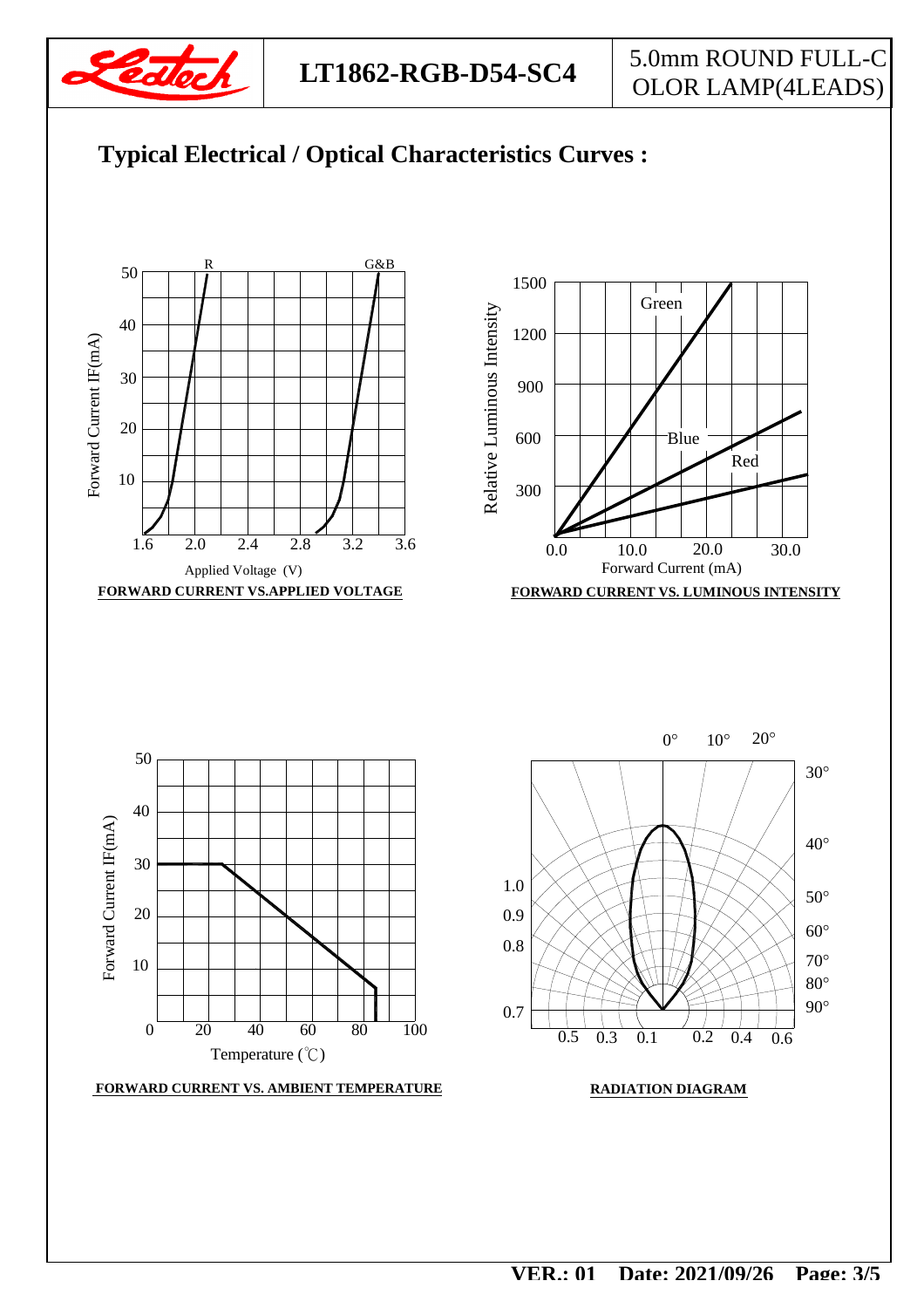# Typical Electrical / Optical Characteristics Curves :

R G&B

Forward Current IF(mA)

Applied Voltage (V)

**FORWARD CURRENT VS.APPLIED VOLTAGE**

Relative Luminous Intensity

Green Blue Red

Forward Current (mA)

**FORWARD CURRENT VS. LUMINOUS INTENSITY**

Forward Current IF(mA)

Temperature (℃)

**FORWARD CURRENT VS. AMBIENT TEMPERATURE**

**RADIATION DIAGRAM**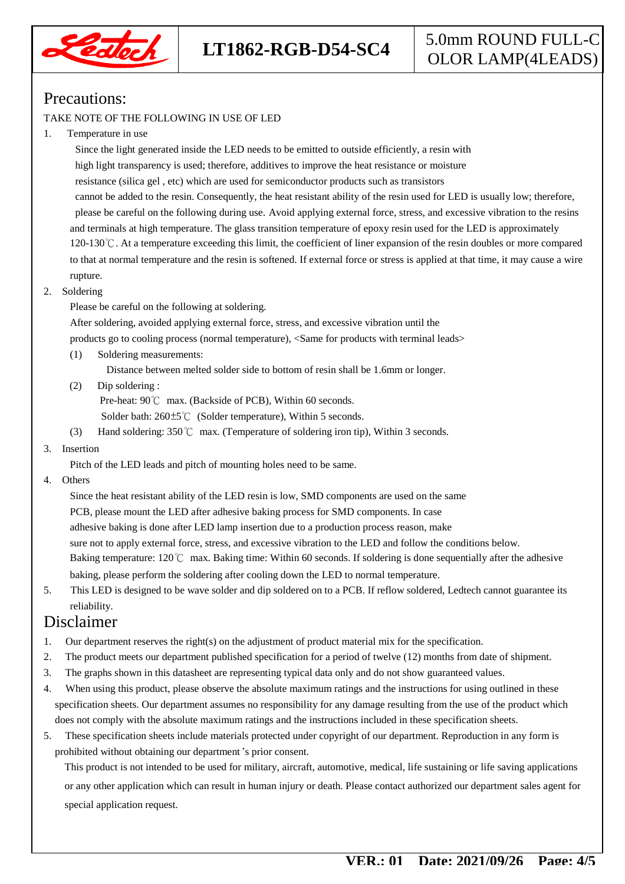## Precautions:

TAKE NOTE OF THE FOLLOWING IN USE OF LED

1. Temperature in use

   Since the light generated inside the LED needs to be emitted to outside efficiently, a resin with high light transparency is used; therefore, additives to improve the heat resistance or moisture resistance (silica gel , etc) which are used for semiconductor products such as transistors cannot be added to the resin. Consequently, the heat resistant ability of the resin used for LED is usually low; therefore, please be careful on the following during use. Avoid applying external force, stress, and excessive vibration to the resins and terminals at high temperature. The glass transition temperature of epoxy resin used for the LED is approximately 120-130℃. At a temperature exceeding this limit, the coefficient of liner expansion of the resin doubles or more compared to that at normal temperature and the resin is softened. If external force or stress is applied at that time, it may cause a wire rupture.

2. Soldering

   Please be careful on the following at soldering.

   After soldering, avoided applying external force, stress, and excessive vibration until the products go to cooling process (normal temperature), <Same for products with terminal leads>

   (1) Soldering measurements:

   Distance between melted solder side to bottom of resin shall be 1.6mm or longer.

   (2) Dip soldering :

   Pre-heat: 90℃ max. (Backside of PCB), Within 60 seconds.

   Solder bath: 260±5℃ (Solder temperature), Within 5 seconds.

   (3) Hand soldering: 350℃ max. (Temperature of soldering iron tip), Within 3 seconds.

3. Insertion

   Pitch of the LED leads and pitch of mounting holes need to be same.

4. Others

   Since the heat resistant ability of the LED resin is low, SMD components are used on the same PCB, please mount the LED after adhesive baking process for SMD components. In case adhesive baking is done after LED lamp insertion due to a production process reason, make sure not to apply external force, stress, and excessive vibration to the LED and follow the conditions below.

   Baking temperature: 120℃ max. Baking time: Within 60 seconds. If soldering is done sequentially after the adhesive baking, please perform the soldering after cooling down the LED to normal temperature.

5. This LED is designed to be wave solder and dip soldered on to a PCB. If reflow soldered, Ledtech cannot guarantee its reliability.

## Disclaimer

1. Our department reserves the right(s) on the adjustment of product material mix for the specification.
2. The product meets our department published specification for a period of twelve (12) months from date of shipment.
3. The graphs shown in this datasheet are representing typical data only and do not show guaranteed values.
4. When using this product, please observe the absolute maximum ratings and the instructions for using outlined in these specification sheets. Our department assumes no responsibility for any damage resulting from the use of the product which does not comply with the absolute maximum ratings and the instructions included in these specification sheets.
5. These specification sheets include materials protected under copyright of our department. Reproduction in any form is prohibited without obtaining our department's prior consent.

   This product is not intended to be used for military, aircraft, automotive, medical, life sustaining or life saving applications or any other application which can result in human injury or death. Please contact authorized our department sales agent for special application request.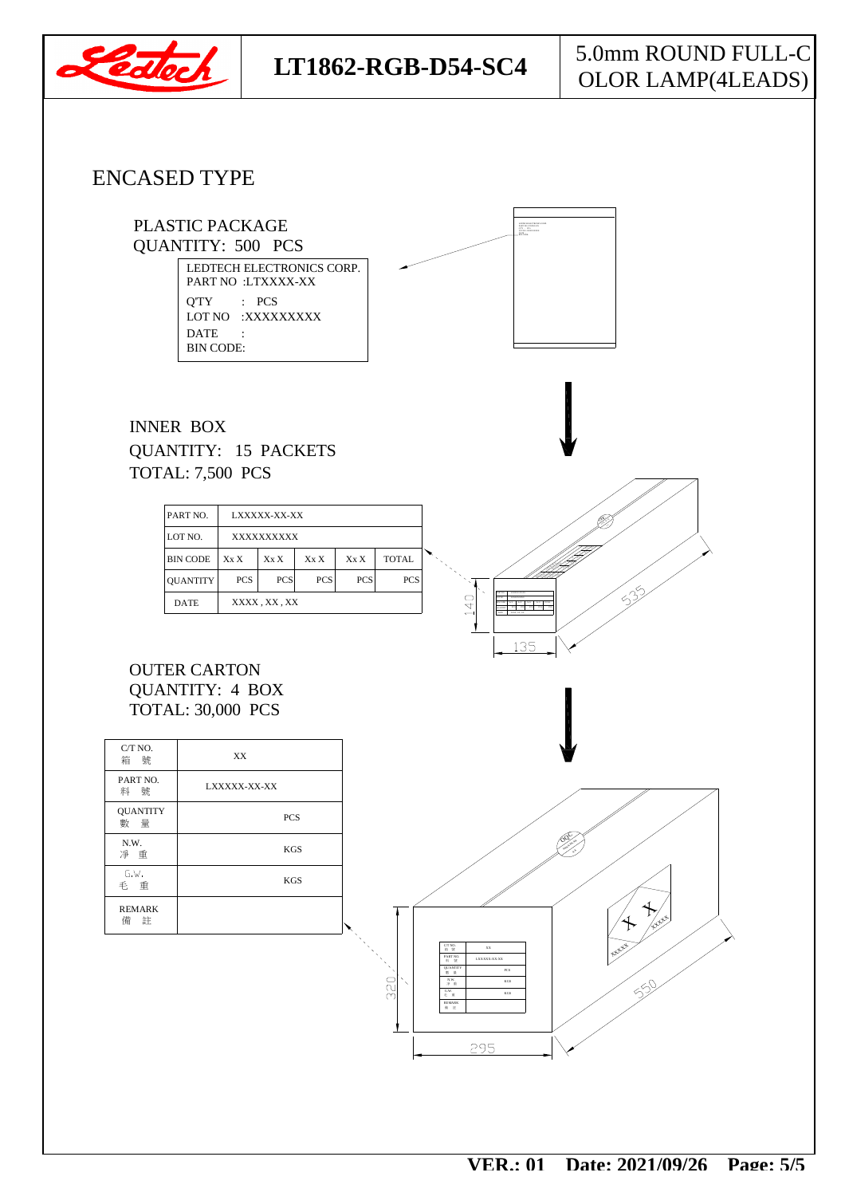LT1862-RGB-D54-SC4

5.0mm ROUND FULL-COLOR LAMP(4LEADS)

## ENCASED TYPE

PLASTIC PACKAGE
QUANTITY: 500 PCS

LEDTECH ELECTRONICS CORP.
PART NO :LTXXXX-XX
Q'TY : PCS
LOT NO :XXXXXXXXX
DATE :
BIN CODE:

INNER BOX
QUANTITY: 15 PACKETS
TOTAL: 7,500 PCS

| | | | | | |
|---|---|---|---|---|---|
| PART NO. | LXXXXX-XX-XX | | | | |
| LOT NO. | XXXXXXXXX | | | | |
| BIN CODE | Xx X | Xx X | Xx X | Xx X | TOTAL |
| QUANTITY | PCS | PCS | PCS | PCS | PCS |
| DATE | XXXX , XX , XX | | | | |

140

135

535

OUTER CARTON
QUANTITY: 4 BOX
TOTAL: 30,000 PCS

| | |
|---|---|
| C/T NO. 箱 號 | XX |
| PART NO. 料 號 | LXXXXX-XX-XX |
| QUANTITY 數 量 | PCS |
| N.W. 淨 重 | KGS |
| G.W. 毛 重 | KGS |
| REMARK 備 註 | |

320

295

550

VER.: 01 Date: 2021/09/26